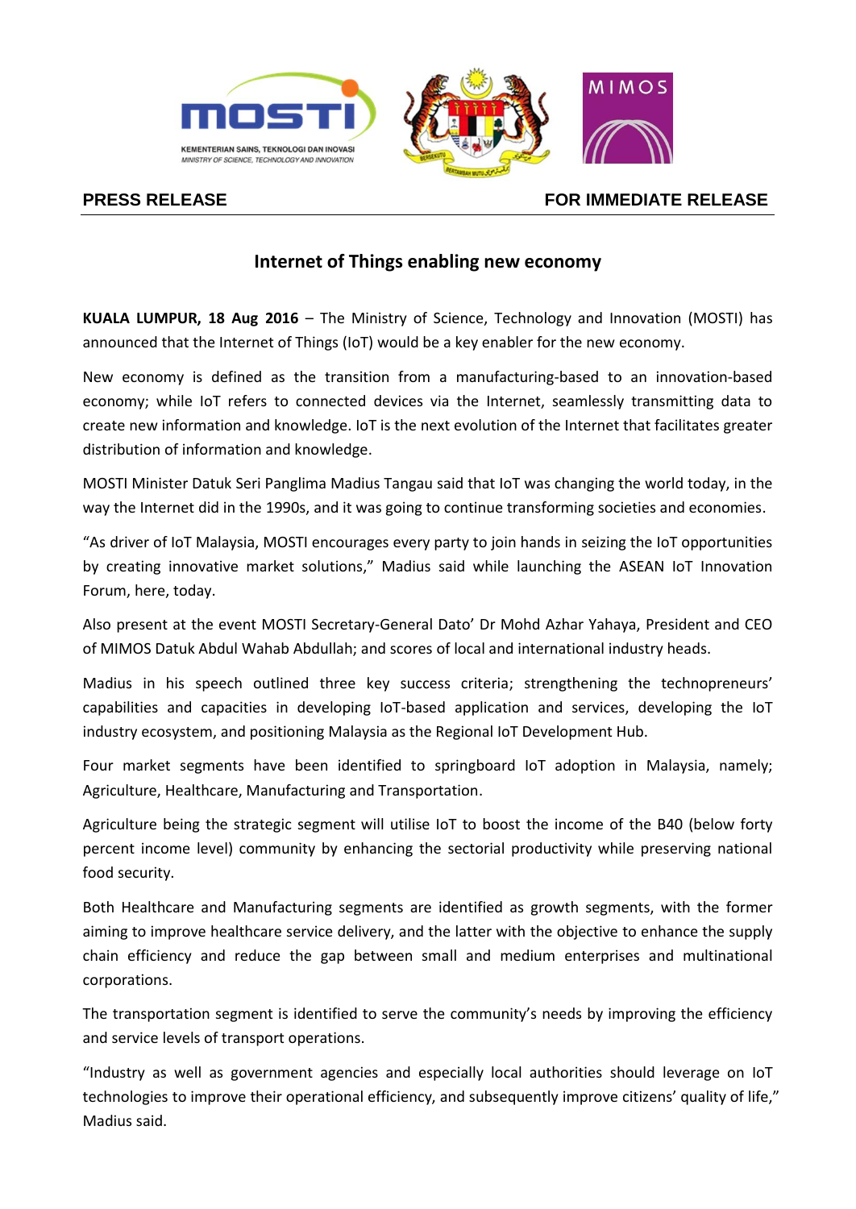KEMENTERIAN SAINS, TEKNOLOGI DAN INOVASI
*MINISTRY OF SCIENCE, TECHNOLOGY AND INNOVATION*

**PRESS RELEASE** **FOR IMMEDIATE RELEASE**

# Internet of Things enabling new economy

**KUALA LUMPUR, 18 Aug 2016** – The Ministry of Science, Technology and Innovation (MOSTI) has announced that the Internet of Things (IoT) would be a key enabler for the new economy.

New economy is defined as the transition from a manufacturing-based to an innovation-based economy; while IoT refers to connected devices via the Internet, seamlessly transmitting data to create new information and knowledge. IoT is the next evolution of the Internet that facilitates greater distribution of information and knowledge.

MOSTI Minister Datuk Seri Panglima Madius Tangau said that IoT was changing the world today, in the way the Internet did in the 1990s, and it was going to continue transforming societies and economies.

"As driver of IoT Malaysia, MOSTI encourages every party to join hands in seizing the IoT opportunities by creating innovative market solutions," Madius said while launching the ASEAN IoT Innovation Forum, here, today.

Also present at the event MOSTI Secretary-General Dato' Dr Mohd Azhar Yahaya, President and CEO of MIMOS Datuk Abdul Wahab Abdullah; and scores of local and international industry heads.

Madius in his speech outlined three key success criteria; strengthening the technopreneurs' capabilities and capacities in developing IoT-based application and services, developing the IoT industry ecosystem, and positioning Malaysia as the Regional IoT Development Hub.

Four market segments have been identified to springboard IoT adoption in Malaysia, namely; Agriculture, Healthcare, Manufacturing and Transportation.

Agriculture being the strategic segment will utilise IoT to boost the income of the B40 (below forty percent income level) community by enhancing the sectorial productivity while preserving national food security.

Both Healthcare and Manufacturing segments are identified as growth segments, with the former aiming to improve healthcare service delivery, and the latter with the objective to enhance the supply chain efficiency and reduce the gap between small and medium enterprises and multinational corporations.

The transportation segment is identified to serve the community's needs by improving the efficiency and service levels of transport operations.

"Industry as well as government agencies and especially local authorities should leverage on IoT technologies to improve their operational efficiency, and subsequently improve citizens' quality of life," Madius said.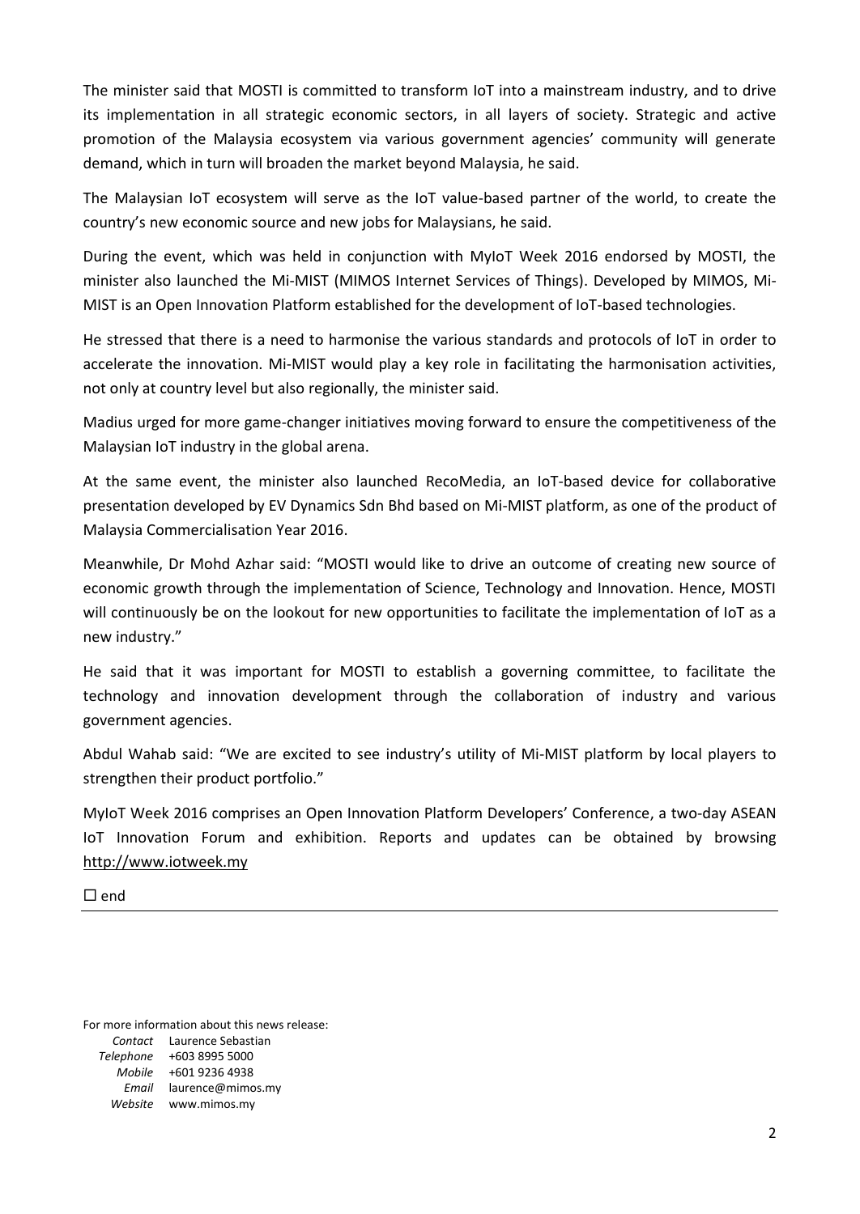The minister said that MOSTI is committed to transform IoT into a mainstream industry, and to drive its implementation in all strategic economic sectors, in all layers of society. Strategic and active promotion of the Malaysia ecosystem via various government agencies' community will generate demand, which in turn will broaden the market beyond Malaysia, he said.

The Malaysian IoT ecosystem will serve as the IoT value-based partner of the world, to create the country's new economic source and new jobs for Malaysians, he said.

During the event, which was held in conjunction with MyIoT Week 2016 endorsed by MOSTI, the minister also launched the Mi-MIST (MIMOS Internet Services of Things). Developed by MIMOS, Mi-MIST is an Open Innovation Platform established for the development of IoT-based technologies.

He stressed that there is a need to harmonise the various standards and protocols of IoT in order to accelerate the innovation. Mi-MIST would play a key role in facilitating the harmonisation activities, not only at country level but also regionally, the minister said.

Madius urged for more game-changer initiatives moving forward to ensure the competitiveness of the Malaysian IoT industry in the global arena.

At the same event, the minister also launched RecoMedia, an IoT-based device for collaborative presentation developed by EV Dynamics Sdn Bhd based on Mi-MIST platform, as one of the product of Malaysia Commercialisation Year 2016.

Meanwhile, Dr Mohd Azhar said: "MOSTI would like to drive an outcome of creating new source of economic growth through the implementation of Science, Technology and Innovation. Hence, MOSTI will continuously be on the lookout for new opportunities to facilitate the implementation of IoT as a new industry."

He said that it was important for MOSTI to establish a governing committee, to facilitate the technology and innovation development through the collaboration of industry and various government agencies.

Abdul Wahab said: "We are excited to see industry's utility of Mi-MIST platform by local players to strengthen their product portfolio."

MyIoT Week 2016 comprises an Open Innovation Platform Developers' Conference, a two-day ASEAN IoT Innovation Forum and exhibition. Reports and updates can be obtained by browsing http://www.iotweek.my

☐ end

---

For more information about this news release:

*Contact* Laurence Sebastian
*Telephone* +603 8995 5000
*Mobile* +601 9236 4938
*Email* laurence@mimos.my
*Website* www.mimos.my